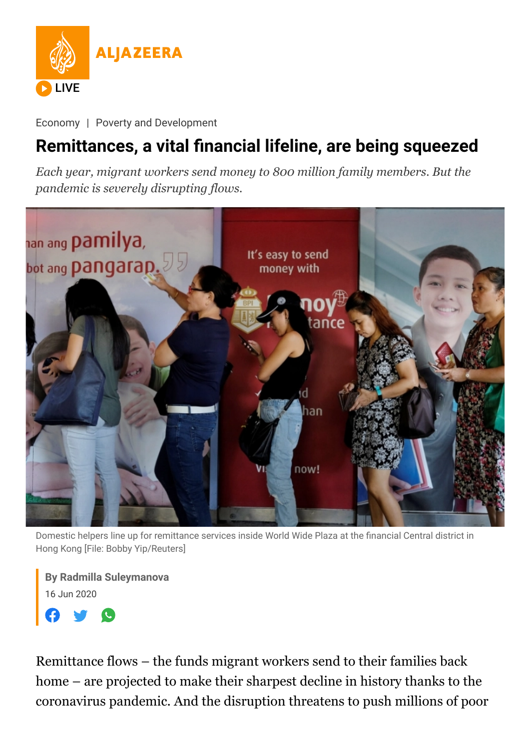Economy | Poverty and Development

# Remittances, a vital financial lifeline, are being squeezed

*Each year, migrant workers send money to 800 million family members. But the pandemic is severely disrupting flows.*

Domestic helpers line up for remittance services inside World Wide Plaza at the financial Central district in Hong Kong [File: Bobby Yip/Reuters]

**By Radmilla Suleymanova**

16 Jun 2020

Remittance flows – the funds migrant workers send to their families back home – are projected to make their sharpest decline in history thanks to the coronavirus pandemic. And the disruption threatens to push millions of poor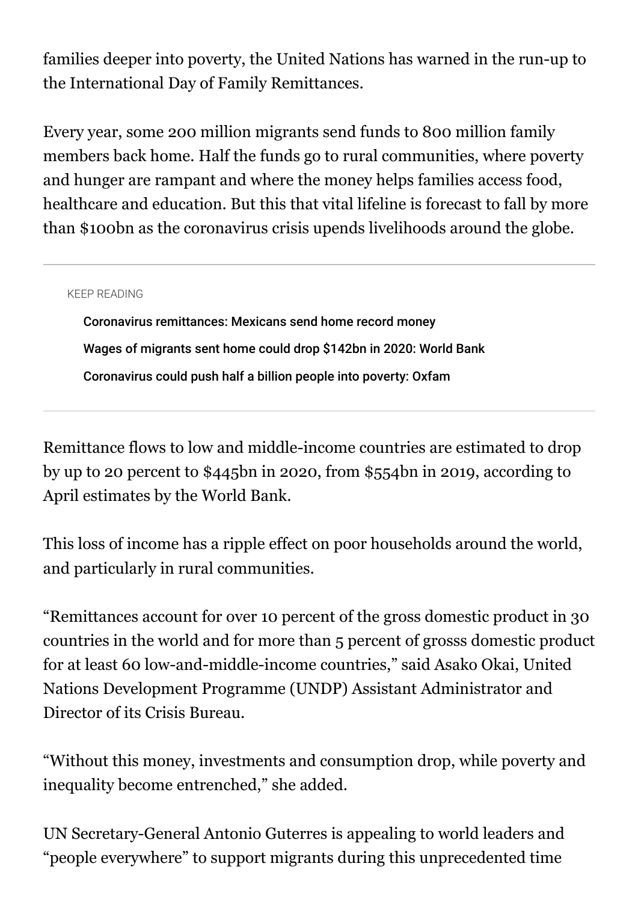families deeper into poverty, the United Nations has warned in the run-up to the International Day of Family Remittances.

Every year, some 200 million migrants send funds to 800 million family members back home. Half the funds go to rural communities, where poverty and hunger are rampant and where the money helps families access food, healthcare and education. But this that vital lifeline is forecast to fall by more than $100bn as the coronavirus crisis upends livelihoods around the globe.

KEEP READING

- Coronavirus remittances: Mexicans send home record money
- Wages of migrants sent home could drop $142bn in 2020: World Bank
- Coronavirus could push half a billion people into poverty: Oxfam

Remittance flows to low and middle-income countries are estimated to drop by up to 20 percent to $445bn in 2020, from $554bn in 2019, according to April estimates by the World Bank.

This loss of income has a ripple effect on poor households around the world, and particularly in rural communities.

"Remittances account for over 10 percent of the gross domestic product in 30 countries in the world and for more than 5 percent of grosss domestic product for at least 60 low-and-middle-income countries," said Asako Okai, United Nations Development Programme (UNDP) Assistant Administrator and Director of its Crisis Bureau.

"Without this money, investments and consumption drop, while poverty and inequality become entrenched," she added.

UN Secretary-General Antonio Guterres is appealing to world leaders and "people everywhere" to support migrants during this unprecedented time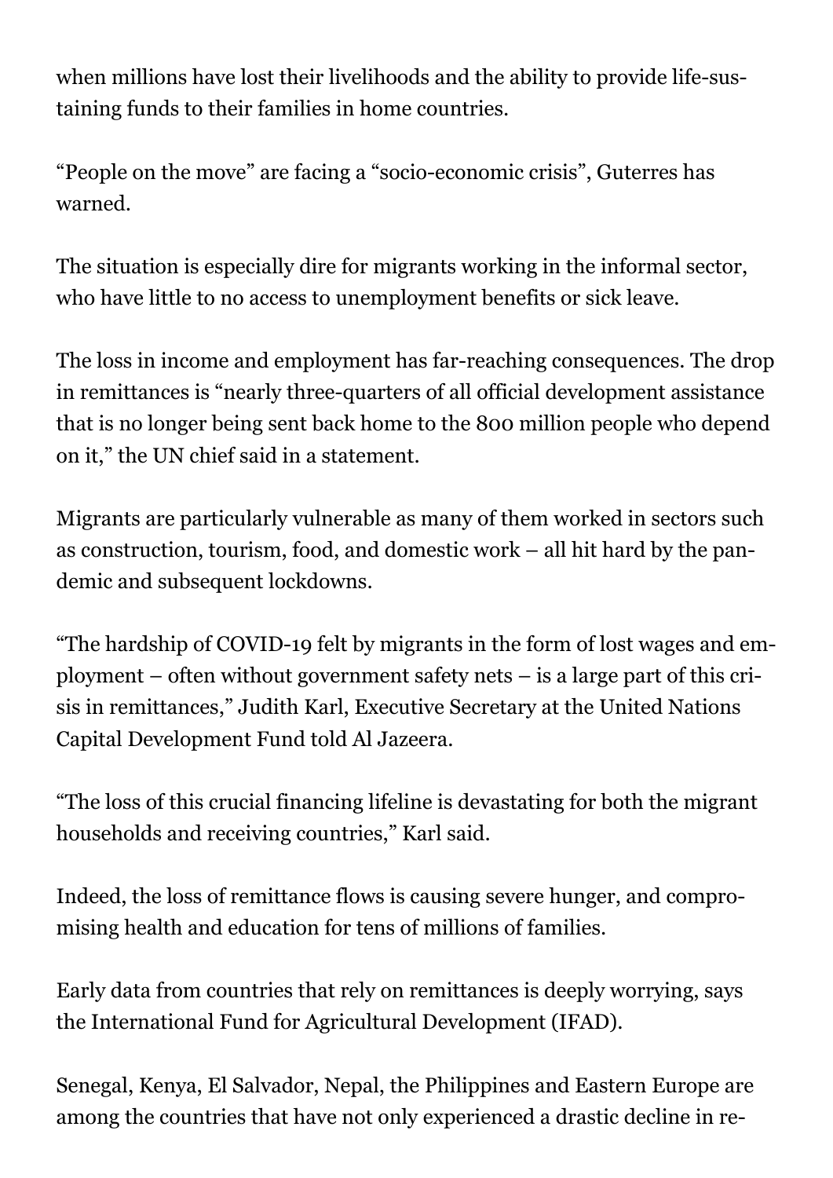when millions have lost their livelihoods and the ability to provide life-sustaining funds to their families in home countries.

"People on the move" are facing a "socio-economic crisis", Guterres has warned.

The situation is especially dire for migrants working in the informal sector, who have little to no access to unemployment benefits or sick leave.

The loss in income and employment has far-reaching consequences. The drop in remittances is "nearly three-quarters of all official development assistance that is no longer being sent back home to the 800 million people who depend on it," the UN chief said in a statement.

Migrants are particularly vulnerable as many of them worked in sectors such as construction, tourism, food, and domestic work – all hit hard by the pandemic and subsequent lockdowns.

"The hardship of COVID-19 felt by migrants in the form of lost wages and employment – often without government safety nets – is a large part of this crisis in remittances," Judith Karl, Executive Secretary at the United Nations Capital Development Fund told Al Jazeera.

"The loss of this crucial financing lifeline is devastating for both the migrant households and receiving countries," Karl said.

Indeed, the loss of remittance flows is causing severe hunger, and compromising health and education for tens of millions of families.

Early data from countries that rely on remittances is deeply worrying, says the International Fund for Agricultural Development (IFAD).

Senegal, Kenya, El Salvador, Nepal, the Philippines and Eastern Europe are among the countries that have not only experienced a drastic decline in re-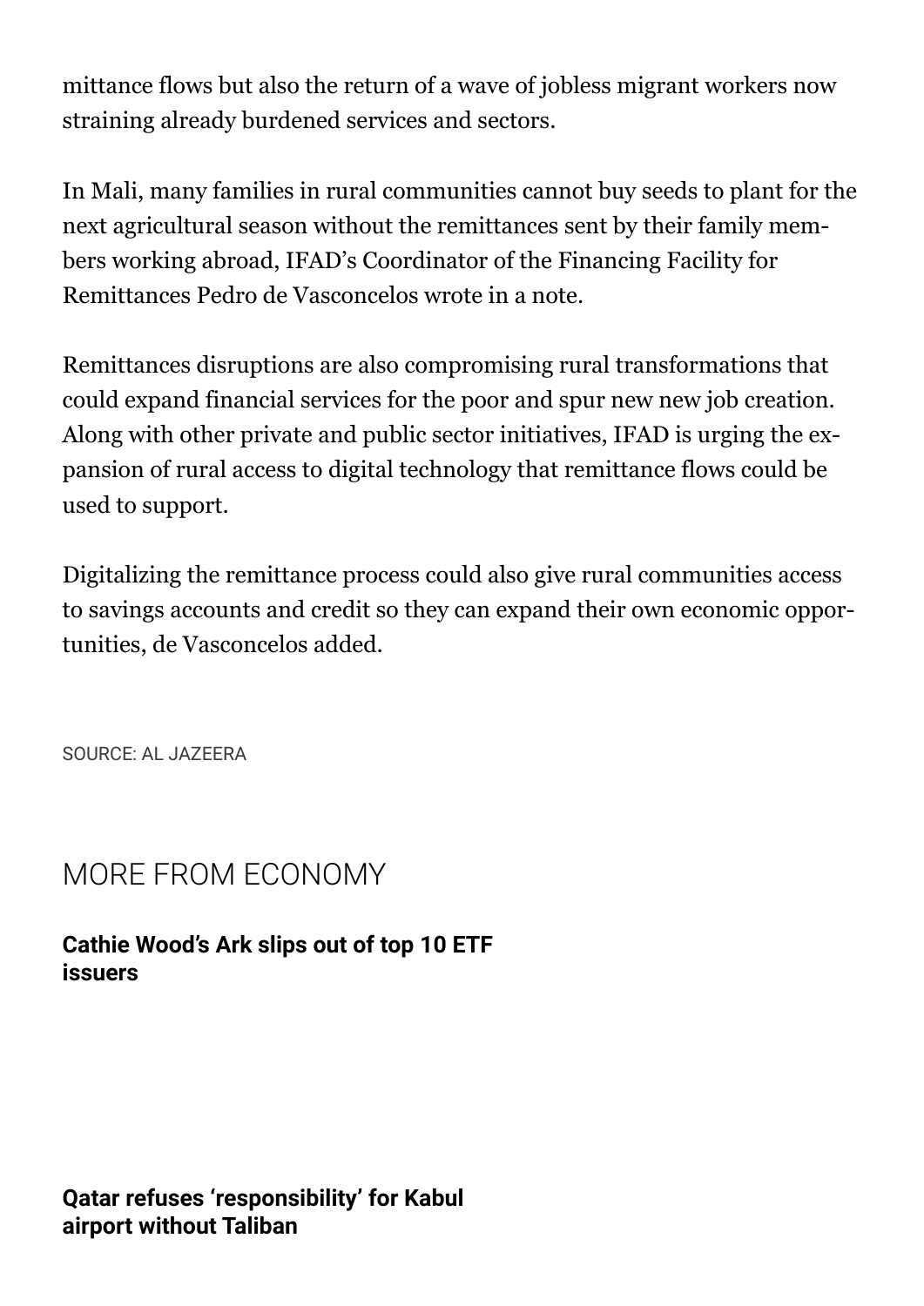mittance flows but also the return of a wave of jobless migrant workers now straining already burdened services and sectors.

In Mali, many families in rural communities cannot buy seeds to plant for the next agricultural season without the remittances sent by their family members working abroad, IFAD's Coordinator of the Financing Facility for Remittances Pedro de Vasconcelos wrote in a note.

Remittances disruptions are also compromising rural transformations that could expand financial services for the poor and spur new new job creation. Along with other private and public sector initiatives, IFAD is urging the expansion of rural access to digital technology that remittance flows could be used to support.

Digitalizing the remittance process could also give rural communities access to savings accounts and credit so they can expand their own economic opportunities, de Vasconcelos added.

SOURCE: AL JAZEERA

## MORE FROM ECONOMY

**Cathie Wood's Ark slips out of top 10 ETF issuers**

**Qatar refuses 'responsibility' for Kabul airport without Taliban**